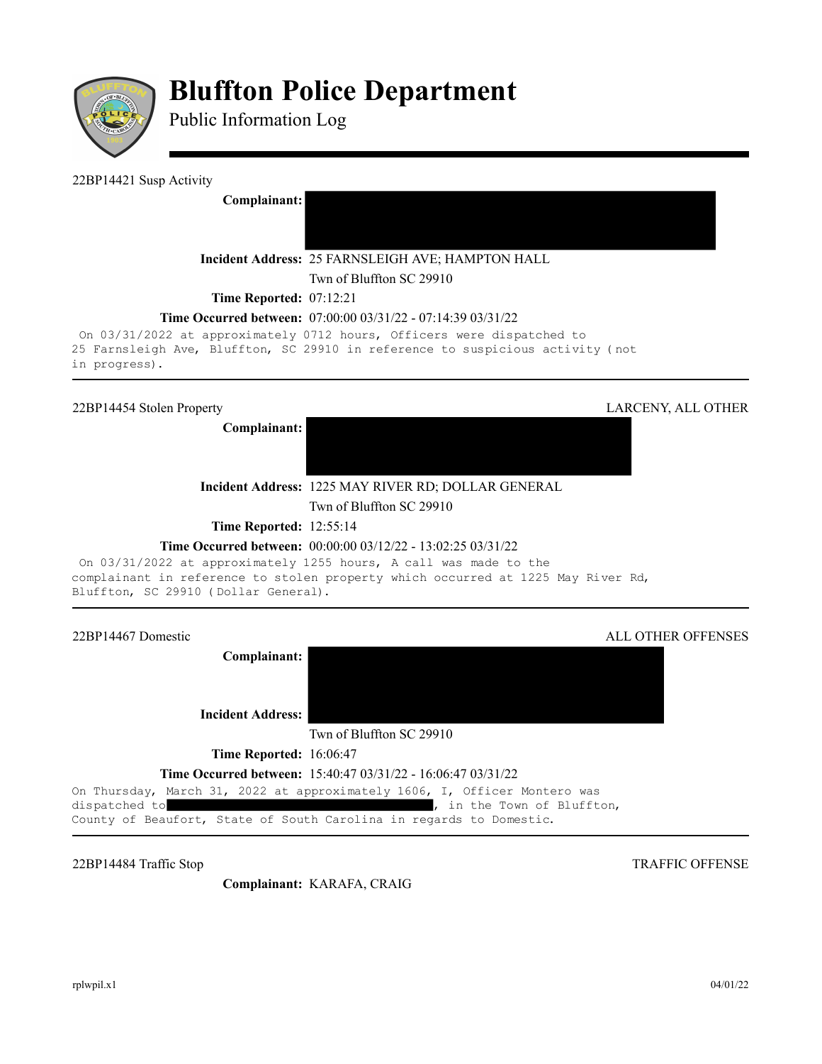# Bluffton Police Department

Public Information Log

---

22BP14421 Susp Activity

**Complainant:** 

**Incident Address:** 25 FARNSLEIGH AVE; HAMPTON HALL
Twn of Bluffton SC 29910

**Time Reported:** 07:12:21

**Time Occurred between:** 07:00:00 03/31/22 - 07:14:39 03/31/22

On 03/31/2022 at approximately 0712 hours, Officers were dispatched to 25 Farnsleigh Ave, Bluffton, SC 29910 in reference to suspicious activity (not in progress).

---

22BP14454 Stolen Property — LARCENY, ALL OTHER

**Complainant:** 

**Incident Address:** 1225 MAY RIVER RD; DOLLAR GENERAL
Twn of Bluffton SC 29910

**Time Reported:** 12:55:14

**Time Occurred between:** 00:00:00 03/12/22 - 13:02:25 03/31/22

On 03/31/2022 at approximately 1255 hours, A call was made to the complainant in reference to stolen property which occurred at 1225 May River Rd, Bluffton, SC 29910 (Dollar General).

---

22BP14467 Domestic — ALL OTHER OFFENSES

**Complainant:** 

**Incident Address:** 
Twn of Bluffton SC 29910

**Time Reported:** 16:06:47

**Time Occurred between:** 15:40:47 03/31/22 - 16:06:47 03/31/22

On Thursday, March 31, 2022 at approximately 1606, I, Officer Montero was dispatched to , in the Town of Bluffton, County of Beaufort, State of South Carolina in regards to Domestic.

---

22BP14484 Traffic Stop — TRAFFIC OFFENSE

**Complainant:** KARAFA, CRAIG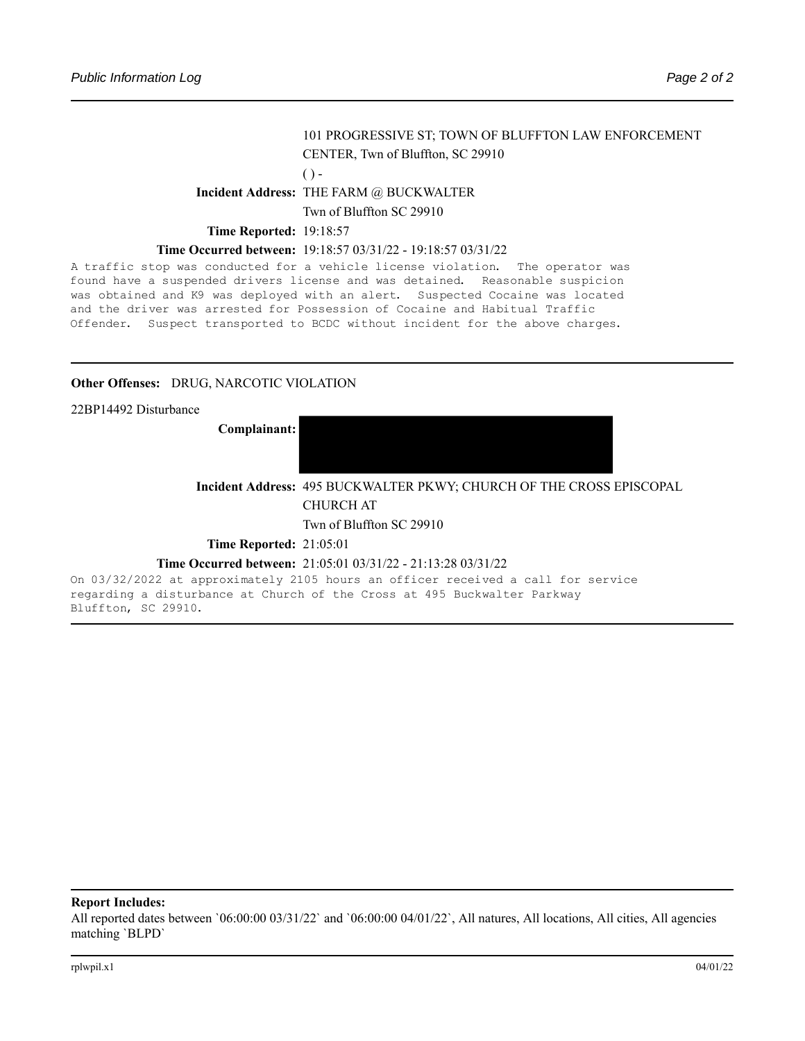101 PROGRESSIVE ST; TOWN OF BLUFFTON LAW ENFORCEMENT CENTER, Twn of Bluffton, SC 29910

( ) -

**Incident Address:** THE FARM @ BUCKWALTER
Twn of Bluffton SC 29910

**Time Reported:** 19:18:57

**Time Occurred between:** 19:18:57 03/31/22 - 19:18:57 03/31/22

A traffic stop was conducted for a vehicle license violation. The operator was found have a suspended drivers license and was detained. Reasonable suspicion was obtained and K9 was deployed with an alert. Suspected Cocaine was located and the driver was arrested for Possession of Cocaine and Habitual Traffic Offender. Suspect transported to BCDC without incident for the above charges.

---

**Other Offenses:** DRUG, NARCOTIC VIOLATION

22BP14492 Disturbance

**Complainant:** [REDACTED]

**Incident Address:** 495 BUCKWALTER PKWY; CHURCH OF THE CROSS EPISCOPAL CHURCH AT
Twn of Bluffton SC 29910

**Time Reported:** 21:05:01

**Time Occurred between:** 21:05:01 03/31/22 - 21:13:28 03/31/22

On 03/32/2022 at approximately 2105 hours an officer received a call for service regarding a disturbance at Church of the Cross at 495 Buckwalter Parkway Bluffton, SC 29910.

---

**Report Includes:**

All reported dates between `06:00:00 03/31/22` and `06:00:00 04/01/22`, All natures, All locations, All cities, All agencies matching `BLPD`